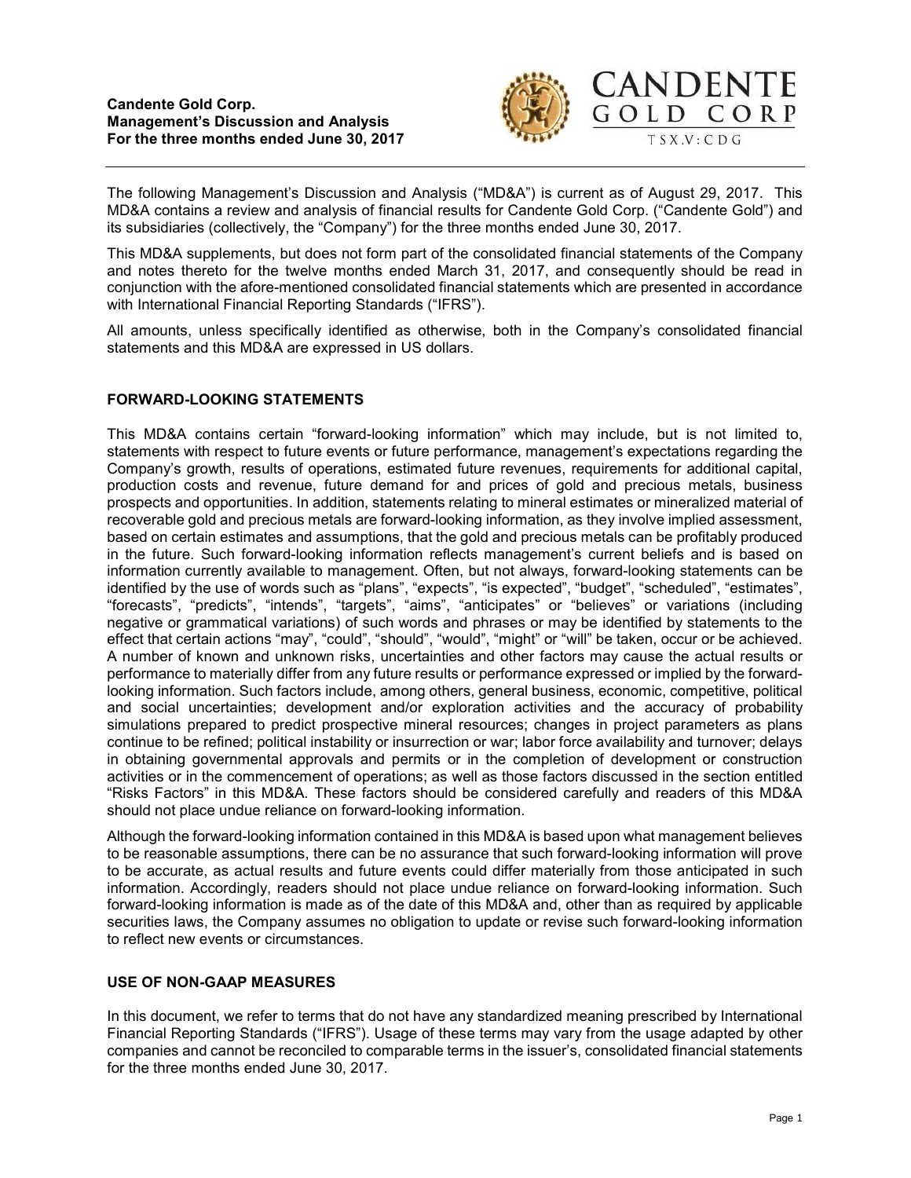**Candente Gold Corp.**
**Management's Discussion and Analysis**
**For the three months ended June 30, 2017**

CANDENTE GOLD CORP
TSX.V: CDG

The following Management's Discussion and Analysis ("MD&A") is current as of August 29, 2017. This MD&A contains a review and analysis of financial results for Candente Gold Corp. ("Candente Gold") and its subsidiaries (collectively, the "Company") for the three months ended June 30, 2017.

This MD&A supplements, but does not form part of the consolidated financial statements of the Company and notes thereto for the twelve months ended March 31, 2017, and consequently should be read in conjunction with the afore-mentioned consolidated financial statements which are presented in accordance with International Financial Reporting Standards ("IFRS").

All amounts, unless specifically identified as otherwise, both in the Company's consolidated financial statements and this MD&A are expressed in US dollars.

## FORWARD-LOOKING STATEMENTS

This MD&A contains certain "forward-looking information" which may include, but is not limited to, statements with respect to future events or future performance, management's expectations regarding the Company's growth, results of operations, estimated future revenues, requirements for additional capital, production costs and revenue, future demand for and prices of gold and precious metals, business prospects and opportunities. In addition, statements relating to mineral estimates or mineralized material of recoverable gold and precious metals are forward-looking information, as they involve implied assessment, based on certain estimates and assumptions, that the gold and precious metals can be profitably produced in the future. Such forward-looking information reflects management's current beliefs and is based on information currently available to management. Often, but not always, forward-looking statements can be identified by the use of words such as "plans", "expects", "is expected", "budget", "scheduled", "estimates", "forecasts", "predicts", "intends", "targets", "aims", "anticipates" or "believes" or variations (including negative or grammatical variations) of such words and phrases or may be identified by statements to the effect that certain actions "may", "could", "should", "would", "might" or "will" be taken, occur or be achieved. A number of known and unknown risks, uncertainties and other factors may cause the actual results or performance to materially differ from any future results or performance expressed or implied by the forward-looking information. Such factors include, among others, general business, economic, competitive, political and social uncertainties; development and/or exploration activities and the accuracy of probability simulations prepared to predict prospective mineral resources; changes in project parameters as plans continue to be refined; political instability or insurrection or war; labor force availability and turnover; delays in obtaining governmental approvals and permits or in the completion of development or construction activities or in the commencement of operations; as well as those factors discussed in the section entitled "Risks Factors" in this MD&A. These factors should be considered carefully and readers of this MD&A should not place undue reliance on forward-looking information.

Although the forward-looking information contained in this MD&A is based upon what management believes to be reasonable assumptions, there can be no assurance that such forward-looking information will prove to be accurate, as actual results and future events could differ materially from those anticipated in such information. Accordingly, readers should not place undue reliance on forward-looking information. Such forward-looking information is made as of the date of this MD&A and, other than as required by applicable securities laws, the Company assumes no obligation to update or revise such forward-looking information to reflect new events or circumstances.

## USE OF NON-GAAP MEASURES

In this document, we refer to terms that do not have any standardized meaning prescribed by International Financial Reporting Standards ("IFRS"). Usage of these terms may vary from the usage adapted by other companies and cannot be reconciled to comparable terms in the issuer's, consolidated financial statements for the three months ended June 30, 2017.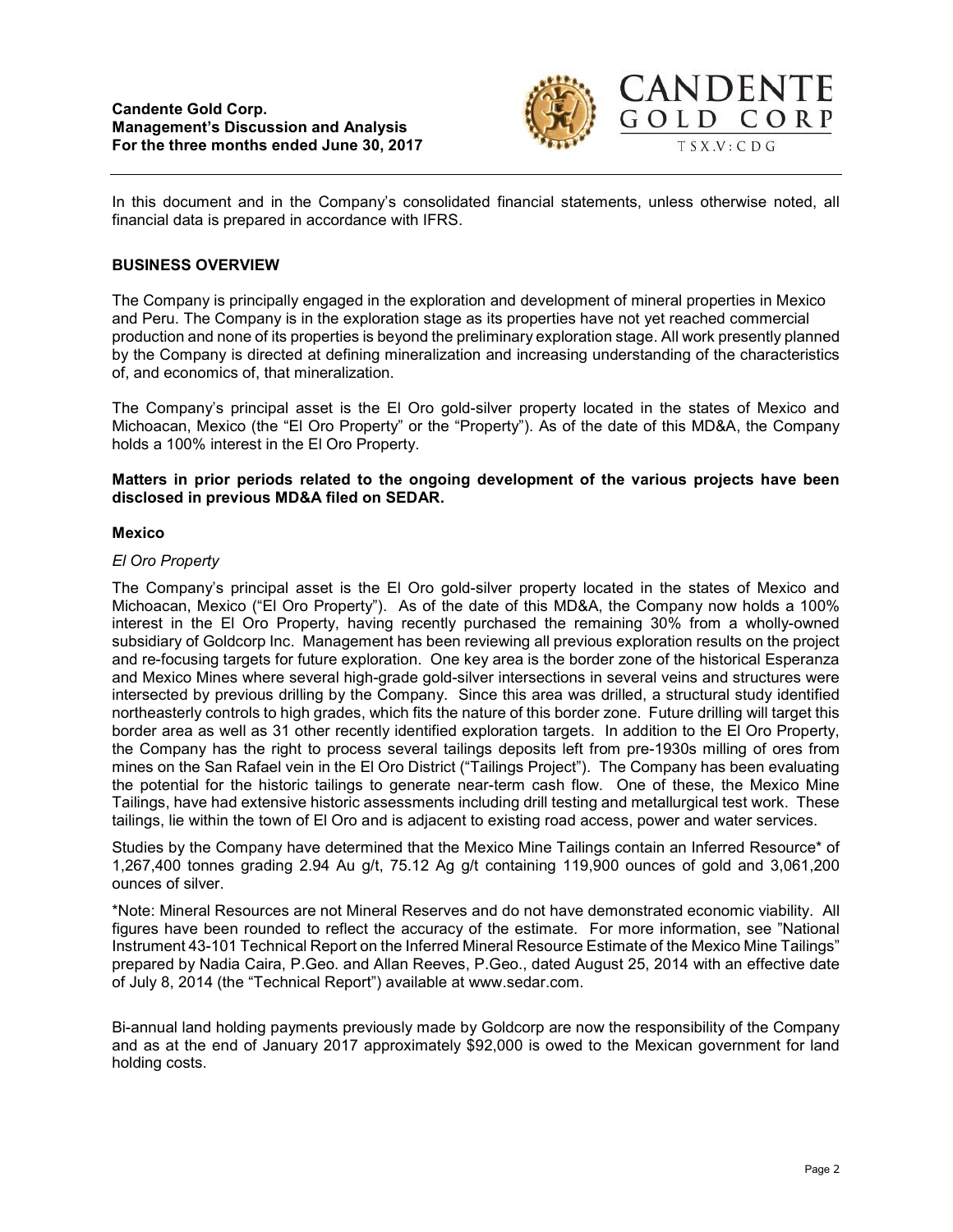In this document and in the Company's consolidated financial statements, unless otherwise noted, all financial data is prepared in accordance with IFRS.

## BUSINESS OVERVIEW

The Company is principally engaged in the exploration and development of mineral properties in Mexico and Peru. The Company is in the exploration stage as its properties have not yet reached commercial production and none of its properties is beyond the preliminary exploration stage. All work presently planned by the Company is directed at defining mineralization and increasing understanding of the characteristics of, and economics of, that mineralization.

The Company's principal asset is the El Oro gold-silver property located in the states of Mexico and Michoacan, Mexico (the "El Oro Property" or the "Property"). As of the date of this MD&A, the Company holds a 100% interest in the El Oro Property.

**Matters in prior periods related to the ongoing development of the various projects have been disclosed in previous MD&A filed on SEDAR.**

### Mexico

*El Oro Property*

The Company's principal asset is the El Oro gold-silver property located in the states of Mexico and Michoacan, Mexico ("El Oro Property"). As of the date of this MD&A, the Company now holds a 100% interest in the El Oro Property, having recently purchased the remaining 30% from a wholly-owned subsidiary of Goldcorp Inc. Management has been reviewing all previous exploration results on the project and re-focusing targets for future exploration. One key area is the border zone of the historical Esperanza and Mexico Mines where several high-grade gold-silver intersections in several veins and structures were intersected by previous drilling by the Company. Since this area was drilled, a structural study identified northeasterly controls to high grades, which fits the nature of this border zone. Future drilling will target this border area as well as 31 other recently identified exploration targets. In addition to the El Oro Property, the Company has the right to process several tailings deposits left from pre-1930s milling of ores from mines on the San Rafael vein in the El Oro District ("Tailings Project"). The Company has been evaluating the potential for the historic tailings to generate near-term cash flow. One of these, the Mexico Mine Tailings, have had extensive historic assessments including drill testing and metallurgical test work. These tailings, lie within the town of El Oro and is adjacent to existing road access, power and water services.

Studies by the Company have determined that the Mexico Mine Tailings contain an Inferred Resource* of 1,267,400 tonnes grading 2.94 Au g/t, 75.12 Ag g/t containing 119,900 ounces of gold and 3,061,200 ounces of silver.

*Note: Mineral Resources are not Mineral Reserves and do not have demonstrated economic viability. All figures have been rounded to reflect the accuracy of the estimate. For more information, see "National Instrument 43-101 Technical Report on the Inferred Mineral Resource Estimate of the Mexico Mine Tailings" prepared by Nadia Caira, P.Geo. and Allan Reeves, P.Geo., dated August 25, 2014 with an effective date of July 8, 2014 (the "Technical Report") available at www.sedar.com.

Bi-annual land holding payments previously made by Goldcorp are now the responsibility of the Company and as at the end of January 2017 approximately $92,000 is owed to the Mexican government for land holding costs.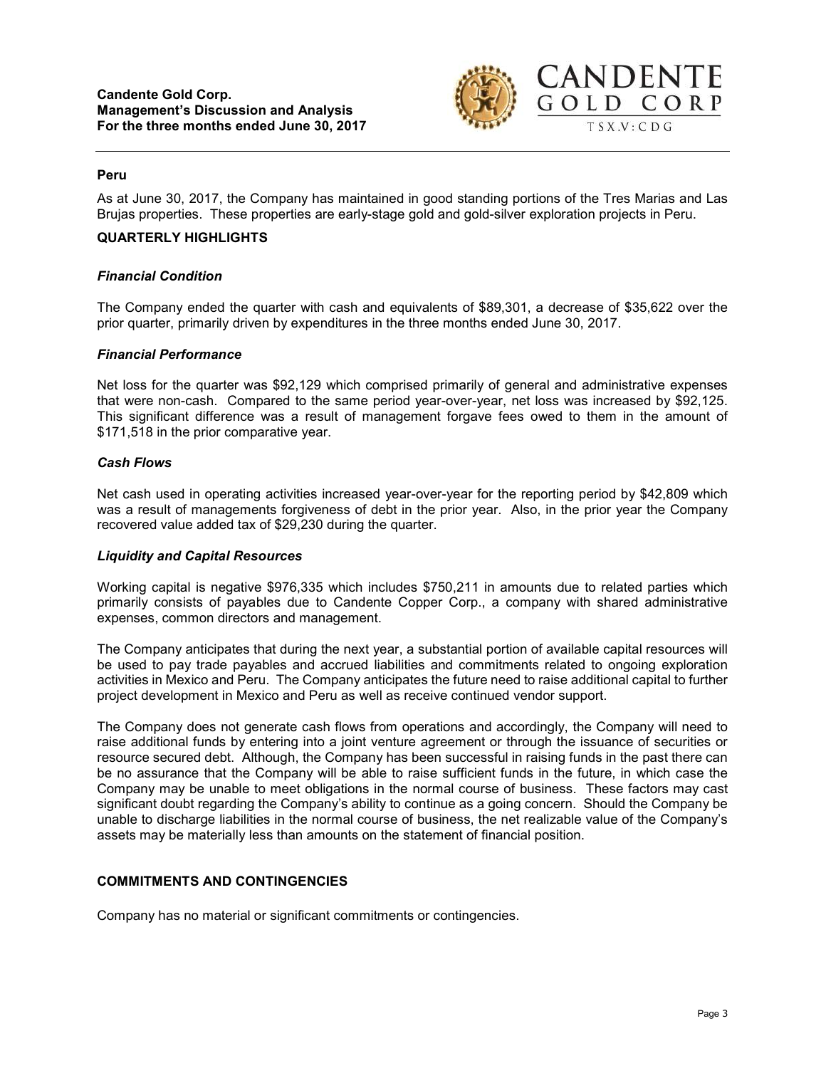#### Peru

As at June 30, 2017, the Company has maintained in good standing portions of the Tres Marias and Las Brujas properties. These properties are early-stage gold and gold-silver exploration projects in Peru.

## QUARTERLY HIGHLIGHTS

### *Financial Condition*

The Company ended the quarter with cash and equivalents of $89,301, a decrease of $35,622 over the prior quarter, primarily driven by expenditures in the three months ended June 30, 2017.

### *Financial Performance*

Net loss for the quarter was $92,129 which comprised primarily of general and administrative expenses that were non-cash. Compared to the same period year-over-year, net loss was increased by $92,125. This significant difference was a result of management forgave fees owed to them in the amount of $171,518 in the prior comparative year.

### *Cash Flows*

Net cash used in operating activities increased year-over-year for the reporting period by $42,809 which was a result of managements forgiveness of debt in the prior year. Also, in the prior year the Company recovered value added tax of $29,230 during the quarter.

### *Liquidity and Capital Resources*

Working capital is negative $976,335 which includes $750,211 in amounts due to related parties which primarily consists of payables due to Candente Copper Corp., a company with shared administrative expenses, common directors and management.

The Company anticipates that during the next year, a substantial portion of available capital resources will be used to pay trade payables and accrued liabilities and commitments related to ongoing exploration activities in Mexico and Peru. The Company anticipates the future need to raise additional capital to further project development in Mexico and Peru as well as receive continued vendor support.

The Company does not generate cash flows from operations and accordingly, the Company will need to raise additional funds by entering into a joint venture agreement or through the issuance of securities or resource secured debt. Although, the Company has been successful in raising funds in the past there can be no assurance that the Company will be able to raise sufficient funds in the future, in which case the Company may be unable to meet obligations in the normal course of business. These factors may cast significant doubt regarding the Company's ability to continue as a going concern. Should the Company be unable to discharge liabilities in the normal course of business, the net realizable value of the Company's assets may be materially less than amounts on the statement of financial position.

## COMMITMENTS AND CONTINGENCIES

Company has no material or significant commitments or contingencies.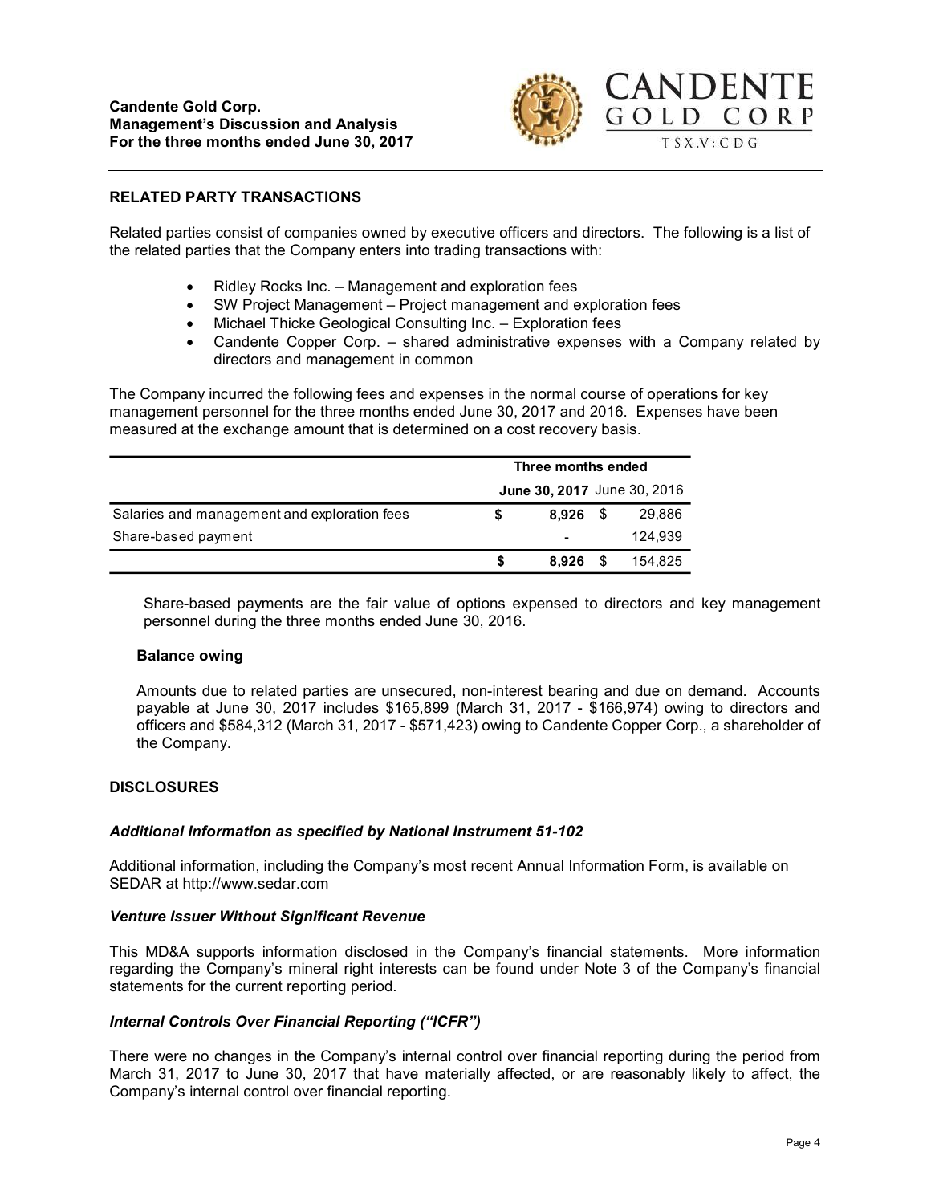## RELATED PARTY TRANSACTIONS

Related parties consist of companies owned by executive officers and directors. The following is a list of the related parties that the Company enters into trading transactions with:

- Ridley Rocks Inc. – Management and exploration fees
- SW Project Management – Project management and exploration fees
- Michael Thicke Geological Consulting Inc. – Exploration fees
- Candente Copper Corp. – shared administrative expenses with a Company related by directors and management in common

The Company incurred the following fees and expenses in the normal course of operations for key management personnel for the three months ended June 30, 2017 and 2016. Expenses have been measured at the exchange amount that is determined on a cost recovery basis.

| | Three months ended | |
|---|---|---|
| | **June 30, 2017** | June 30, 2016 |
| Salaries and management and exploration fees | **$ 8,926** | $ 29,886 |
| Share-based payment | **-** | 124,939 |
| | **$ 8,926** | $ 154,825 |

Share-based payments are the fair value of options expensed to directors and key management personnel during the three months ended June 30, 2016.

### Balance owing

Amounts due to related parties are unsecured, non-interest bearing and due on demand. Accounts payable at June 30, 2017 includes $165,899 (March 31, 2017 - $166,974) owing to directors and officers and $584,312 (March 31, 2017 - $571,423) owing to Candente Copper Corp., a shareholder of the Company.

## DISCLOSURES

### *Additional Information as specified by National Instrument 51-102*

Additional information, including the Company's most recent Annual Information Form, is available on SEDAR at http://www.sedar.com

### *Venture Issuer Without Significant Revenue*

This MD&A supports information disclosed in the Company's financial statements. More information regarding the Company's mineral right interests can be found under Note 3 of the Company's financial statements for the current reporting period.

### *Internal Controls Over Financial Reporting ("ICFR")*

There were no changes in the Company's internal control over financial reporting during the period from March 31, 2017 to June 30, 2017 that have materially affected, or are reasonably likely to affect, the Company's internal control over financial reporting.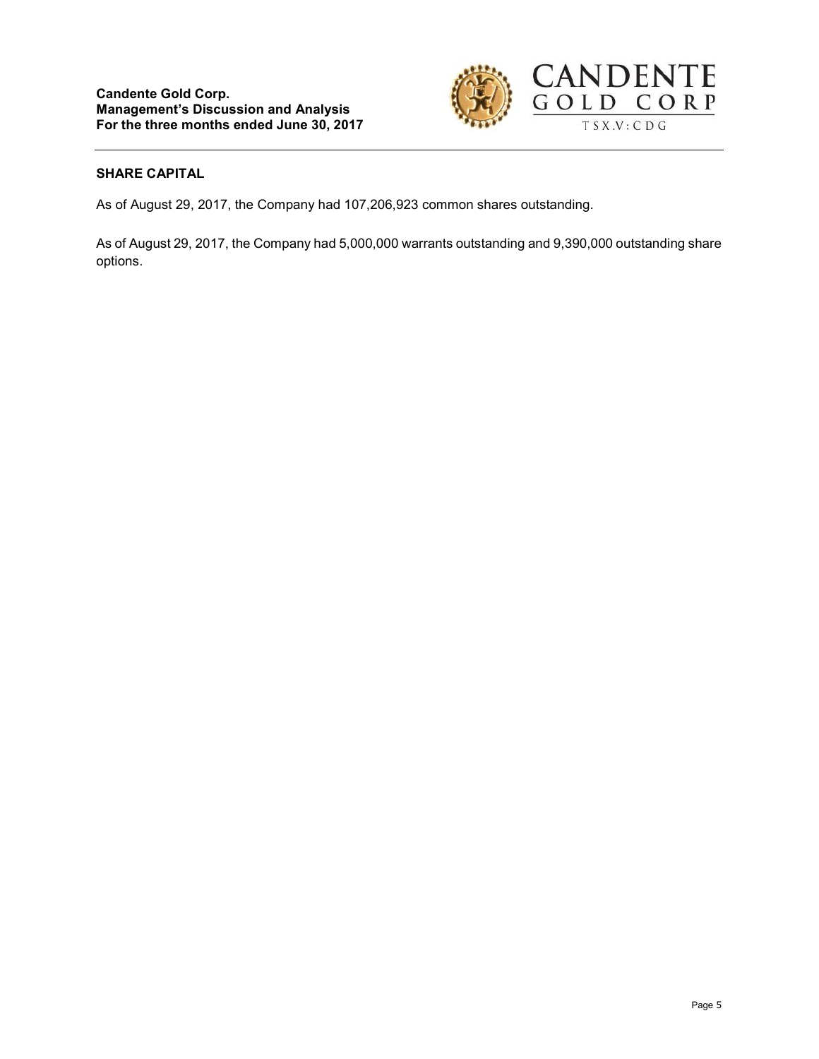## SHARE CAPITAL

As of August 29, 2017, the Company had 107,206,923 common shares outstanding.

As of August 29, 2017, the Company had 5,000,000 warrants outstanding and 9,390,000 outstanding share options.